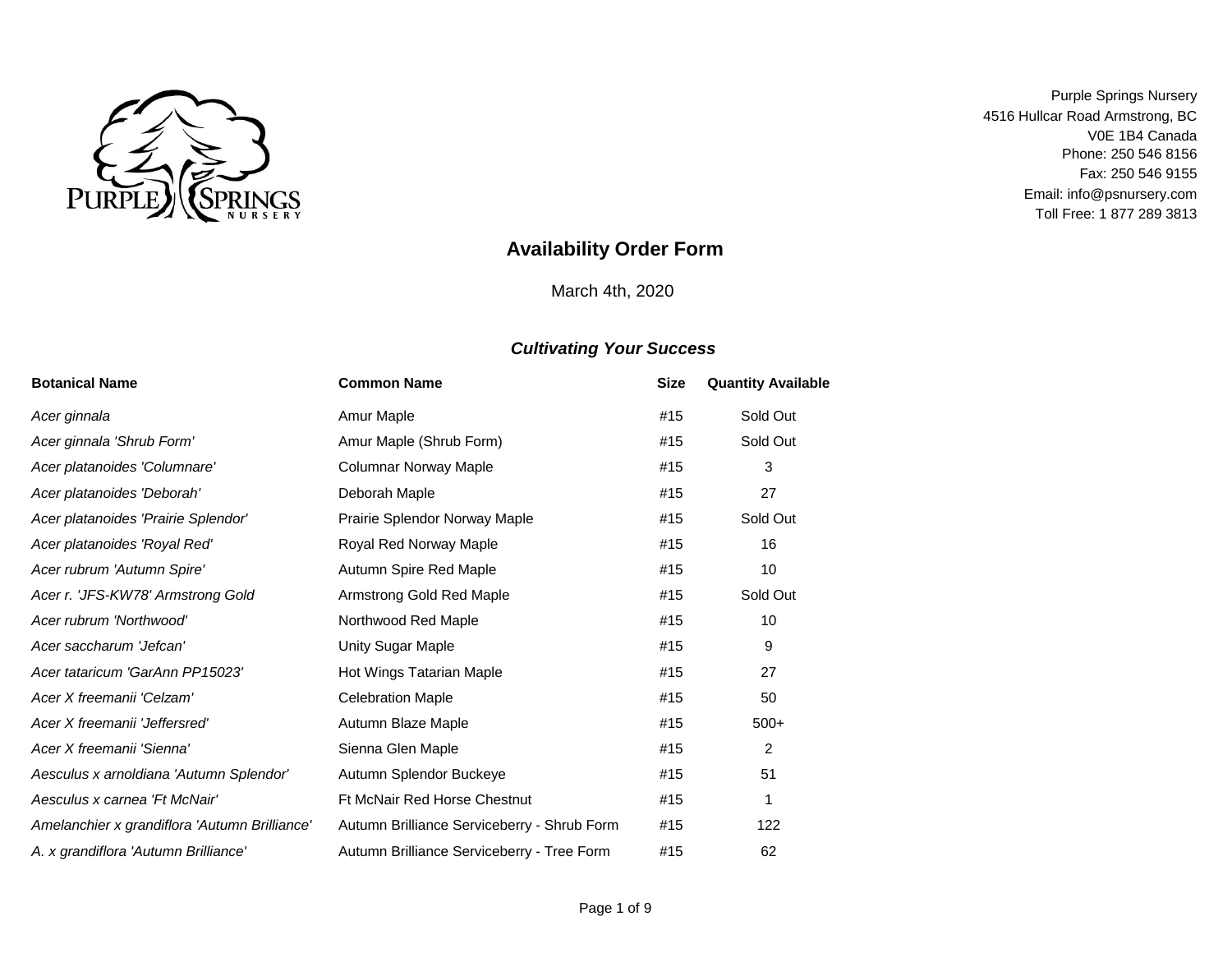Purple Springs Nursery
4516 Hullcar Road Armstrong, BC
V0E 1B4 Canada
Phone: 250 546 8156
Fax: 250 546 9155
Email: info@psnursery.com
Toll Free: 1 877 289 3813

# Availability Order Form

March 4th, 2020

### *Cultivating Your Success*

| Botanical Name | Common Name | Size | Quantity Available |
|---|---|---|---|
| *Acer ginnala* | Amur Maple | #15 | Sold Out |
| *Acer ginnala 'Shrub Form'* | Amur Maple (Shrub Form) | #15 | Sold Out |
| *Acer platanoides 'Columnare'* | Columnar Norway Maple | #15 | 3 |
| *Acer platanoides 'Deborah'* | Deborah Maple | #15 | 27 |
| *Acer platanoides 'Prairie Splendor'* | Prairie Splendor Norway Maple | #15 | Sold Out |
| *Acer platanoides 'Royal Red'* | Royal Red Norway Maple | #15 | 16 |
| *Acer rubrum 'Autumn Spire'* | Autumn Spire Red Maple | #15 | 10 |
| *Acer r. 'JFS-KW78' Armstrong Gold* | Armstrong Gold Red Maple | #15 | Sold Out |
| *Acer rubrum 'Northwood'* | Northwood Red Maple | #15 | 10 |
| *Acer saccharum 'Jefcan'* | Unity Sugar Maple | #15 | 9 |
| *Acer tataricum 'GarAnn PP15023'* | Hot Wings Tatarian Maple | #15 | 27 |
| *Acer X freemanii 'Celzam'* | Celebration Maple | #15 | 50 |
| *Acer X freemanii 'Jeffersred'* | Autumn Blaze Maple | #15 | 500+ |
| *Acer X freemanii 'Sienna'* | Sienna Glen Maple | #15 | 2 |
| *Aesculus x arnoldiana 'Autumn Splendor'* | Autumn Splendor Buckeye | #15 | 51 |
| *Aesculus x carnea 'Ft McNair'* | Ft McNair Red Horse Chestnut | #15 | 1 |
| *Amelanchier x grandiflora 'Autumn Brilliance'* | Autumn Brilliance Serviceberry - Shrub Form | #15 | 122 |
| *A. x grandiflora 'Autumn Brilliance'* | Autumn Brilliance Serviceberry - Tree Form | #15 | 62 |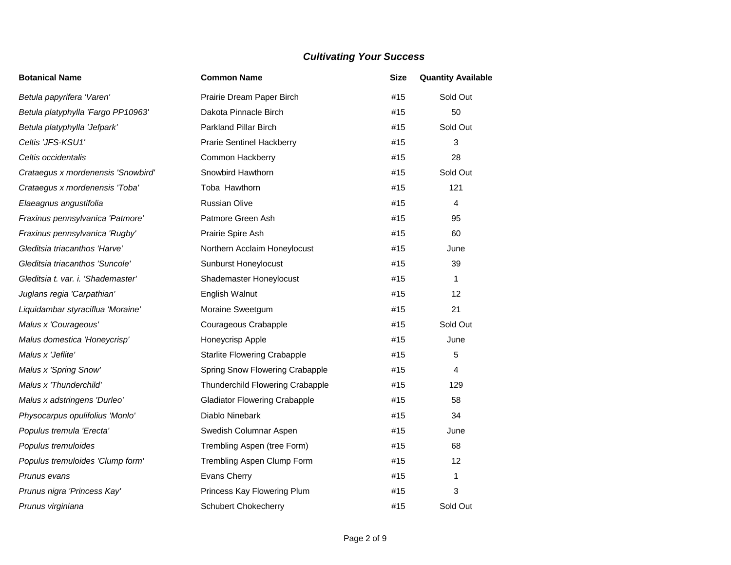## *Cultivating Your Success*

| Botanical Name | Common Name | Size | Quantity Available |
|---|---|---|---|
| *Betula papyrifera 'Varen'* | Prairie Dream Paper Birch | #15 | Sold Out |
| *Betula platyphylla 'Fargo PP10963'* | Dakota Pinnacle Birch | #15 | 50 |
| *Betula platyphylla 'Jefpark'* | Parkland Pillar Birch | #15 | Sold Out |
| *Celtis 'JFS-KSU1'* | Prarie Sentinel Hackberry | #15 | 3 |
| *Celtis occidentalis* | Common Hackberry | #15 | 28 |
| *Crataegus x mordenensis 'Snowbird'* | Snowbird Hawthorn | #15 | Sold Out |
| *Crataegus x mordenensis 'Toba'* | Toba  Hawthorn | #15 | 121 |
| *Elaeagnus angustifolia* | Russian Olive | #15 | 4 |
| *Fraxinus pennsylvanica 'Patmore'* | Patmore Green Ash | #15 | 95 |
| *Fraxinus pennsylvanica 'Rugby'* | Prairie Spire Ash | #15 | 60 |
| *Gleditsia triacanthos 'Harve'* | Northern Acclaim Honeylocust | #15 | June |
| *Gleditsia triacanthos 'Suncole'* | Sunburst Honeylocust | #15 | 39 |
| *Gleditsia t. var. i. 'Shademaster'* | Shademaster Honeylocust | #15 | 1 |
| *Juglans regia 'Carpathian'* | English Walnut | #15 | 12 |
| *Liquidambar styraciflua 'Moraine'* | Moraine Sweetgum | #15 | 21 |
| *Malus x 'Courageous'* | Courageous Crabapple | #15 | Sold Out |
| *Malus domestica 'Honeycrisp'* | Honeycrisp Apple | #15 | June |
| *Malus x 'Jeflite'* | Starlite Flowering Crabapple | #15 | 5 |
| *Malus x 'Spring Snow'* | Spring Snow Flowering Crabapple | #15 | 4 |
| *Malus x 'Thunderchild'* | Thunderchild Flowering Crabapple | #15 | 129 |
| *Malus x adstringens 'Durleo'* | Gladiator Flowering Crabapple | #15 | 58 |
| *Physocarpus opulifolius 'Monlo'* | Diablo Ninebark | #15 | 34 |
| *Populus tremula 'Erecta'* | Swedish Columnar Aspen | #15 | June |
| *Populus tremuloides* | Trembling Aspen (tree Form) | #15 | 68 |
| *Populus tremuloides 'Clump form'* | Trembling Aspen Clump Form | #15 | 12 |
| *Prunus evans* | Evans Cherry | #15 | 1 |
| *Prunus nigra 'Princess Kay'* | Princess Kay Flowering Plum | #15 | 3 |
| *Prunus virginiana* | Schubert Chokecherry | #15 | Sold Out |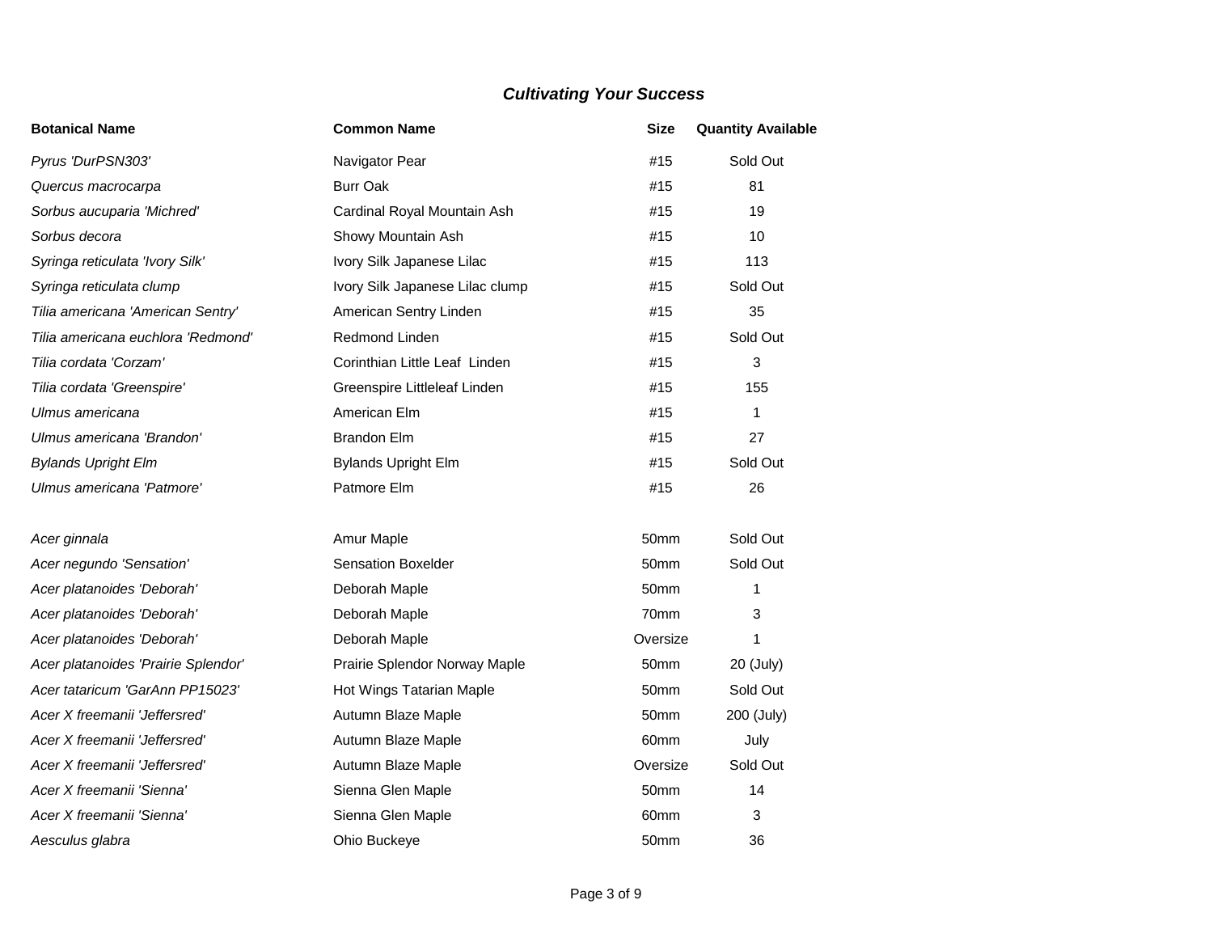### ***Cultivating Your Success***

| Botanical Name | Common Name | Size | Quantity Available |
|---|---|---|---|
| *Pyrus 'DurPSN303'* | Navigator Pear | #15 | Sold Out |
| *Quercus macrocarpa* | Burr Oak | #15 | 81 |
| *Sorbus aucuparia 'Michred'* | Cardinal Royal Mountain Ash | #15 | 19 |
| *Sorbus decora* | Showy Mountain Ash | #15 | 10 |
| *Syringa reticulata 'Ivory Silk'* | Ivory Silk Japanese Lilac | #15 | 113 |
| *Syringa reticulata clump* | Ivory Silk Japanese Lilac clump | #15 | Sold Out |
| *Tilia americana 'American Sentry'* | American Sentry Linden | #15 | 35 |
| *Tilia americana euchlora 'Redmond'* | Redmond Linden | #15 | Sold Out |
| *Tilia cordata 'Corzam'* | Corinthian Little Leaf Linden | #15 | 3 |
| *Tilia cordata 'Greenspire'* | Greenspire Littleleaf Linden | #15 | 155 |
| *Ulmus americana* | American Elm | #15 | 1 |
| *Ulmus americana 'Brandon'* | Brandon Elm | #15 | 27 |
| *Bylands Upright Elm* | Bylands Upright Elm | #15 | Sold Out |
| *Ulmus americana 'Patmore'* | Patmore Elm | #15 | 26 |
| | | | |
| *Acer ginnala* | Amur Maple | 50mm | Sold Out |
| *Acer negundo 'Sensation'* | Sensation Boxelder | 50mm | Sold Out |
| *Acer platanoides 'Deborah'* | Deborah Maple | 50mm | 1 |
| *Acer platanoides 'Deborah'* | Deborah Maple | 70mm | 3 |
| *Acer platanoides 'Deborah'* | Deborah Maple | Oversize | 1 |
| *Acer platanoides 'Prairie Splendor'* | Prairie Splendor Norway Maple | 50mm | 20 (July) |
| *Acer tataricum 'GarAnn PP15023'* | Hot Wings Tatarian Maple | 50mm | Sold Out |
| *Acer X freemanii 'Jeffersred'* | Autumn Blaze Maple | 50mm | 200 (July) |
| *Acer X freemanii 'Jeffersred'* | Autumn Blaze Maple | 60mm | July |
| *Acer X freemanii 'Jeffersred'* | Autumn Blaze Maple | Oversize | Sold Out |
| *Acer X freemanii 'Sienna'* | Sienna Glen Maple | 50mm | 14 |
| *Acer X freemanii 'Sienna'* | Sienna Glen Maple | 60mm | 3 |
| *Aesculus glabra* | Ohio Buckeye | 50mm | 36 |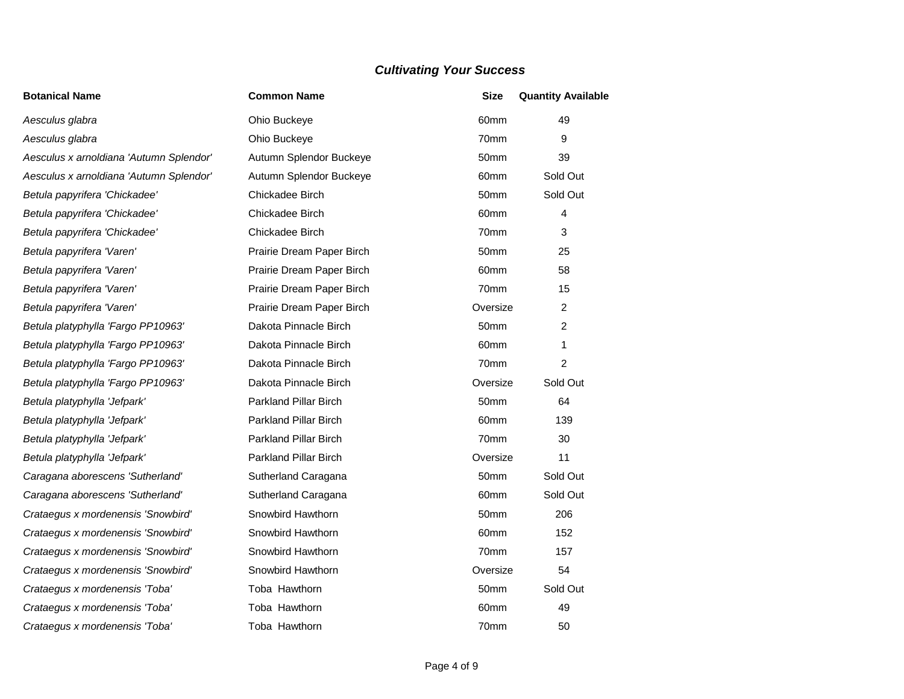***Cultivating Your Success***

| Botanical Name | Common Name | Size | Quantity Available |
|---|---|---|---|
| *Aesculus glabra* | Ohio Buckeye | 60mm | 49 |
| *Aesculus glabra* | Ohio Buckeye | 70mm | 9 |
| *Aesculus x arnoldiana 'Autumn Splendor'* | Autumn Splendor Buckeye | 50mm | 39 |
| *Aesculus x arnoldiana 'Autumn Splendor'* | Autumn Splendor Buckeye | 60mm | Sold Out |
| *Betula papyrifera 'Chickadee'* | Chickadee Birch | 50mm | Sold Out |
| *Betula papyrifera 'Chickadee'* | Chickadee Birch | 60mm | 4 |
| *Betula papyrifera 'Chickadee'* | Chickadee Birch | 70mm | 3 |
| *Betula papyrifera 'Varen'* | Prairie Dream Paper Birch | 50mm | 25 |
| *Betula papyrifera 'Varen'* | Prairie Dream Paper Birch | 60mm | 58 |
| *Betula papyrifera 'Varen'* | Prairie Dream Paper Birch | 70mm | 15 |
| *Betula papyrifera 'Varen'* | Prairie Dream Paper Birch | Oversize | 2 |
| *Betula platyphylla 'Fargo PP10963'* | Dakota Pinnacle Birch | 50mm | 2 |
| *Betula platyphylla 'Fargo PP10963'* | Dakota Pinnacle Birch | 60mm | 1 |
| *Betula platyphylla 'Fargo PP10963'* | Dakota Pinnacle Birch | 70mm | 2 |
| *Betula platyphylla 'Fargo PP10963'* | Dakota Pinnacle Birch | Oversize | Sold Out |
| *Betula platyphylla 'Jefpark'* | Parkland Pillar Birch | 50mm | 64 |
| *Betula platyphylla 'Jefpark'* | Parkland Pillar Birch | 60mm | 139 |
| *Betula platyphylla 'Jefpark'* | Parkland Pillar Birch | 70mm | 30 |
| *Betula platyphylla 'Jefpark'* | Parkland Pillar Birch | Oversize | 11 |
| *Caragana aborescens 'Sutherland'* | Sutherland Caragana | 50mm | Sold Out |
| *Caragana aborescens 'Sutherland'* | Sutherland Caragana | 60mm | Sold Out |
| *Crataegus x mordenensis 'Snowbird'* | Snowbird Hawthorn | 50mm | 206 |
| *Crataegus x mordenensis 'Snowbird'* | Snowbird Hawthorn | 60mm | 152 |
| *Crataegus x mordenensis 'Snowbird'* | Snowbird Hawthorn | 70mm | 157 |
| *Crataegus x mordenensis 'Snowbird'* | Snowbird Hawthorn | Oversize | 54 |
| *Crataegus x mordenensis 'Toba'* | Toba Hawthorn | 50mm | Sold Out |
| *Crataegus x mordenensis 'Toba'* | Toba Hawthorn | 60mm | 49 |
| *Crataegus x mordenensis 'Toba'* | Toba Hawthorn | 70mm | 50 |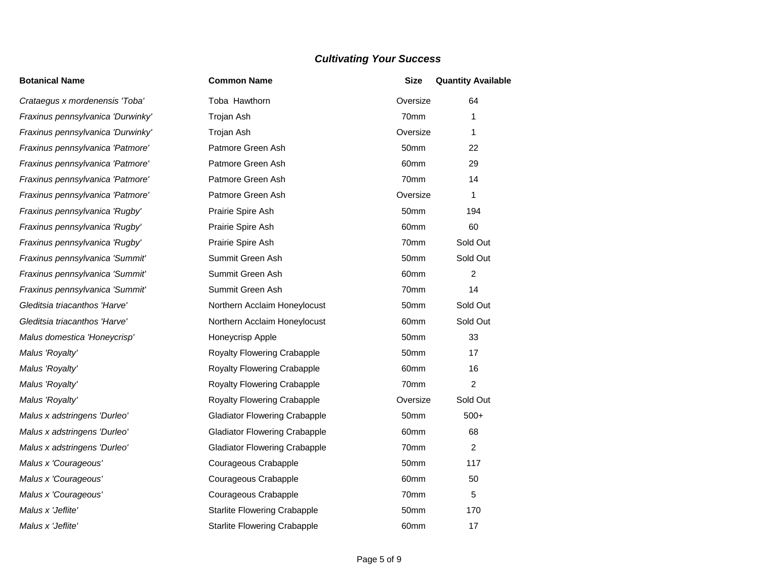***Cultivating Your Success***

| Botanical Name | Common Name | Size | Quantity Available |
|---|---|---|---|
| *Crataegus x mordenensis 'Toba'* | Toba Hawthorn | Oversize | 64 |
| *Fraxinus pennsylvanica 'Durwinky'* | Trojan Ash | 70mm | 1 |
| *Fraxinus pennsylvanica 'Durwinky'* | Trojan Ash | Oversize | 1 |
| *Fraxinus pennsylvanica 'Patmore'* | Patmore Green Ash | 50mm | 22 |
| *Fraxinus pennsylvanica 'Patmore'* | Patmore Green Ash | 60mm | 29 |
| *Fraxinus pennsylvanica 'Patmore'* | Patmore Green Ash | 70mm | 14 |
| *Fraxinus pennsylvanica 'Patmore'* | Patmore Green Ash | Oversize | 1 |
| *Fraxinus pennsylvanica 'Rugby'* | Prairie Spire Ash | 50mm | 194 |
| *Fraxinus pennsylvanica 'Rugby'* | Prairie Spire Ash | 60mm | 60 |
| *Fraxinus pennsylvanica 'Rugby'* | Prairie Spire Ash | 70mm | Sold Out |
| *Fraxinus pennsylvanica 'Summit'* | Summit Green Ash | 50mm | Sold Out |
| *Fraxinus pennsylvanica 'Summit'* | Summit Green Ash | 60mm | 2 |
| *Fraxinus pennsylvanica 'Summit'* | Summit Green Ash | 70mm | 14 |
| *Gleditsia triacanthos 'Harve'* | Northern Acclaim Honeylocust | 50mm | Sold Out |
| *Gleditsia triacanthos 'Harve'* | Northern Acclaim Honeylocust | 60mm | Sold Out |
| *Malus domestica 'Honeycrisp'* | Honeycrisp Apple | 50mm | 33 |
| *Malus 'Royalty'* | Royalty Flowering Crabapple | 50mm | 17 |
| *Malus 'Royalty'* | Royalty Flowering Crabapple | 60mm | 16 |
| *Malus 'Royalty'* | Royalty Flowering Crabapple | 70mm | 2 |
| *Malus 'Royalty'* | Royalty Flowering Crabapple | Oversize | Sold Out |
| *Malus x adstringens 'Durleo'* | Gladiator Flowering Crabapple | 50mm | 500+ |
| *Malus x adstringens 'Durleo'* | Gladiator Flowering Crabapple | 60mm | 68 |
| *Malus x adstringens 'Durleo'* | Gladiator Flowering Crabapple | 70mm | 2 |
| *Malus x 'Courageous'* | Courageous Crabapple | 50mm | 117 |
| *Malus x 'Courageous'* | Courageous Crabapple | 60mm | 50 |
| *Malus x 'Courageous'* | Courageous Crabapple | 70mm | 5 |
| *Malus x 'Jeflite'* | Starlite Flowering Crabapple | 50mm | 170 |
| *Malus x 'Jeflite'* | Starlite Flowering Crabapple | 60mm | 17 |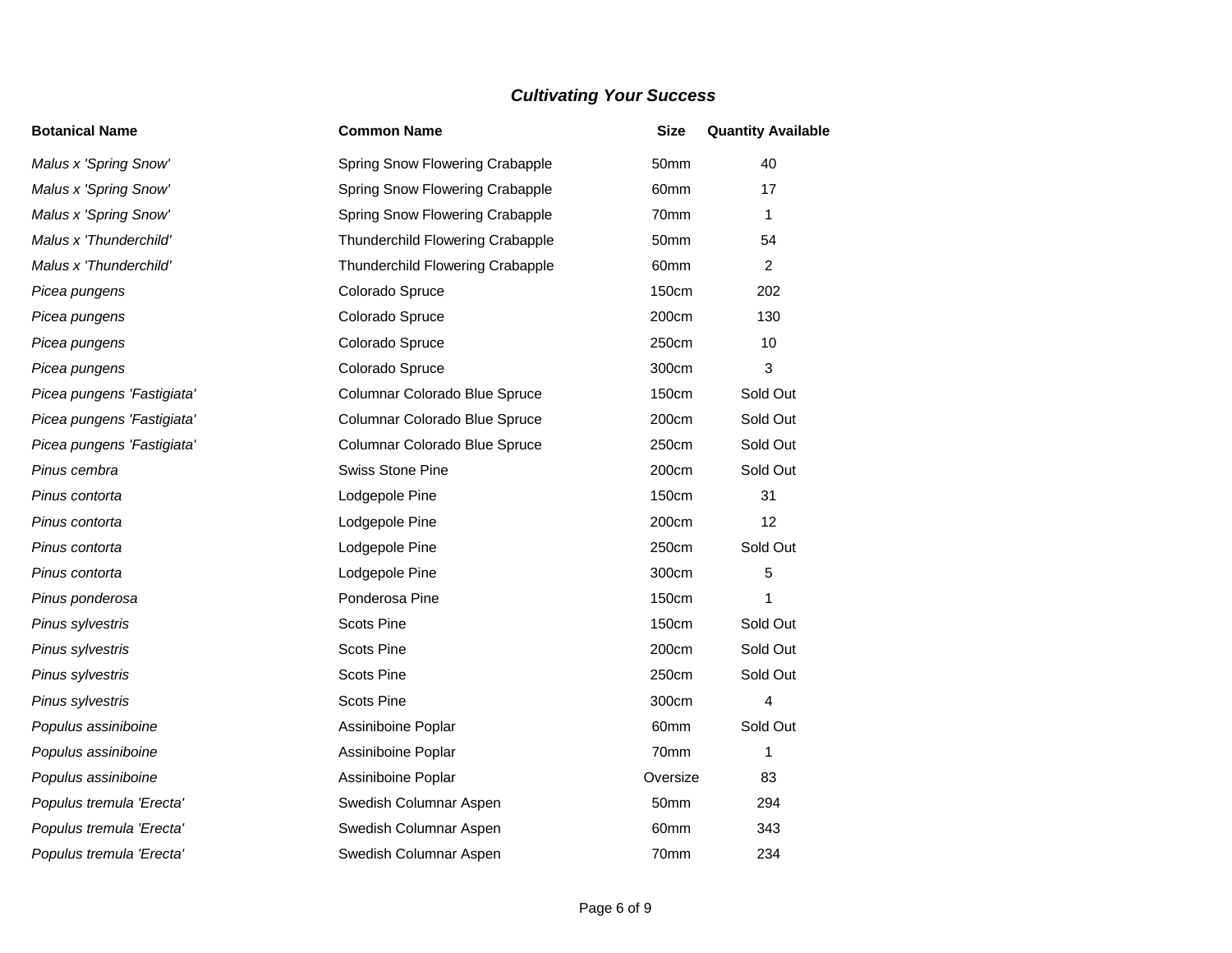***Cultivating Your Success***

| **Botanical Name** | **Common Name** | **Size** | **Quantity Available** |
| --- | --- | --- | --- |
| *Malus x 'Spring Snow'* | Spring Snow Flowering Crabapple | 50mm | 40 |
| *Malus x 'Spring Snow'* | Spring Snow Flowering Crabapple | 60mm | 17 |
| *Malus x 'Spring Snow'* | Spring Snow Flowering Crabapple | 70mm | 1 |
| *Malus x 'Thunderchild'* | Thunderchild Flowering Crabapple | 50mm | 54 |
| *Malus x 'Thunderchild'* | Thunderchild Flowering Crabapple | 60mm | 2 |
| *Picea pungens* | Colorado Spruce | 150cm | 202 |
| *Picea pungens* | Colorado Spruce | 200cm | 130 |
| *Picea pungens* | Colorado Spruce | 250cm | 10 |
| *Picea pungens* | Colorado Spruce | 300cm | 3 |
| *Picea pungens 'Fastigiata'* | Columnar Colorado Blue Spruce | 150cm | Sold Out |
| *Picea pungens 'Fastigiata'* | Columnar Colorado Blue Spruce | 200cm | Sold Out |
| *Picea pungens 'Fastigiata'* | Columnar Colorado Blue Spruce | 250cm | Sold Out |
| *Pinus cembra* | Swiss Stone Pine | 200cm | Sold Out |
| *Pinus contorta* | Lodgepole Pine | 150cm | 31 |
| *Pinus contorta* | Lodgepole Pine | 200cm | 12 |
| *Pinus contorta* | Lodgepole Pine | 250cm | Sold Out |
| *Pinus contorta* | Lodgepole Pine | 300cm | 5 |
| *Pinus ponderosa* | Ponderosa Pine | 150cm | 1 |
| *Pinus sylvestris* | Scots Pine | 150cm | Sold Out |
| *Pinus sylvestris* | Scots Pine | 200cm | Sold Out |
| *Pinus sylvestris* | Scots Pine | 250cm | Sold Out |
| *Pinus sylvestris* | Scots Pine | 300cm | 4 |
| *Populus assiniboine* | Assiniboine Poplar | 60mm | Sold Out |
| *Populus assiniboine* | Assiniboine Poplar | 70mm | 1 |
| *Populus assiniboine* | Assiniboine Poplar | Oversize | 83 |
| *Populus tremula 'Erecta'* | Swedish Columnar Aspen | 50mm | 294 |
| *Populus tremula 'Erecta'* | Swedish Columnar Aspen | 60mm | 343 |
| *Populus tremula 'Erecta'* | Swedish Columnar Aspen | 70mm | 234 |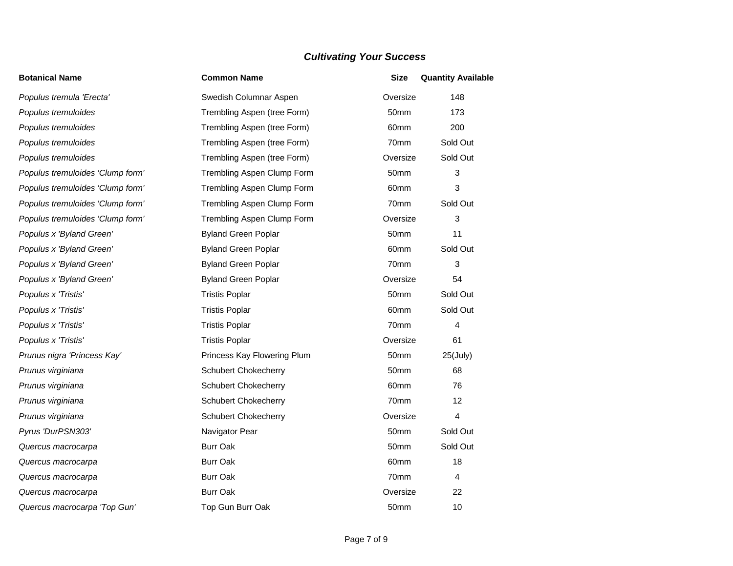***Cultivating Your Success***

| **Botanical Name** | **Common Name** | **Size** | **Quantity Available** |
|---|---|---|---|
| *Populus tremula 'Erecta'* | Swedish Columnar Aspen | Oversize | 148 |
| *Populus tremuloides* | Trembling Aspen (tree Form) | 50mm | 173 |
| *Populus tremuloides* | Trembling Aspen (tree Form) | 60mm | 200 |
| *Populus tremuloides* | Trembling Aspen (tree Form) | 70mm | Sold Out |
| *Populus tremuloides* | Trembling Aspen (tree Form) | Oversize | Sold Out |
| *Populus tremuloides 'Clump form'* | Trembling Aspen Clump Form | 50mm | 3 |
| *Populus tremuloides 'Clump form'* | Trembling Aspen Clump Form | 60mm | 3 |
| *Populus tremuloides 'Clump form'* | Trembling Aspen Clump Form | 70mm | Sold Out |
| *Populus tremuloides 'Clump form'* | Trembling Aspen Clump Form | Oversize | 3 |
| *Populus x 'Byland Green'* | Byland Green Poplar | 50mm | 11 |
| *Populus x 'Byland Green'* | Byland Green Poplar | 60mm | Sold Out |
| *Populus x 'Byland Green'* | Byland Green Poplar | 70mm | 3 |
| *Populus x 'Byland Green'* | Byland Green Poplar | Oversize | 54 |
| *Populus x 'Tristis'* | Tristis Poplar | 50mm | Sold Out |
| *Populus x 'Tristis'* | Tristis Poplar | 60mm | Sold Out |
| *Populus x 'Tristis'* | Tristis Poplar | 70mm | 4 |
| *Populus x 'Tristis'* | Tristis Poplar | Oversize | 61 |
| *Prunus nigra 'Princess Kay'* | Princess Kay Flowering Plum | 50mm | 25(July) |
| *Prunus virginiana* | Schubert Chokecherry | 50mm | 68 |
| *Prunus virginiana* | Schubert Chokecherry | 60mm | 76 |
| *Prunus virginiana* | Schubert Chokecherry | 70mm | 12 |
| *Prunus virginiana* | Schubert Chokecherry | Oversize | 4 |
| *Pyrus 'DurPSN303'* | Navigator Pear | 50mm | Sold Out |
| *Quercus macrocarpa* | Burr Oak | 50mm | Sold Out |
| *Quercus macrocarpa* | Burr Oak | 60mm | 18 |
| *Quercus macrocarpa* | Burr Oak | 70mm | 4 |
| *Quercus macrocarpa* | Burr Oak | Oversize | 22 |
| *Quercus macrocarpa 'Top Gun'* | Top Gun Burr Oak | 50mm | 10 |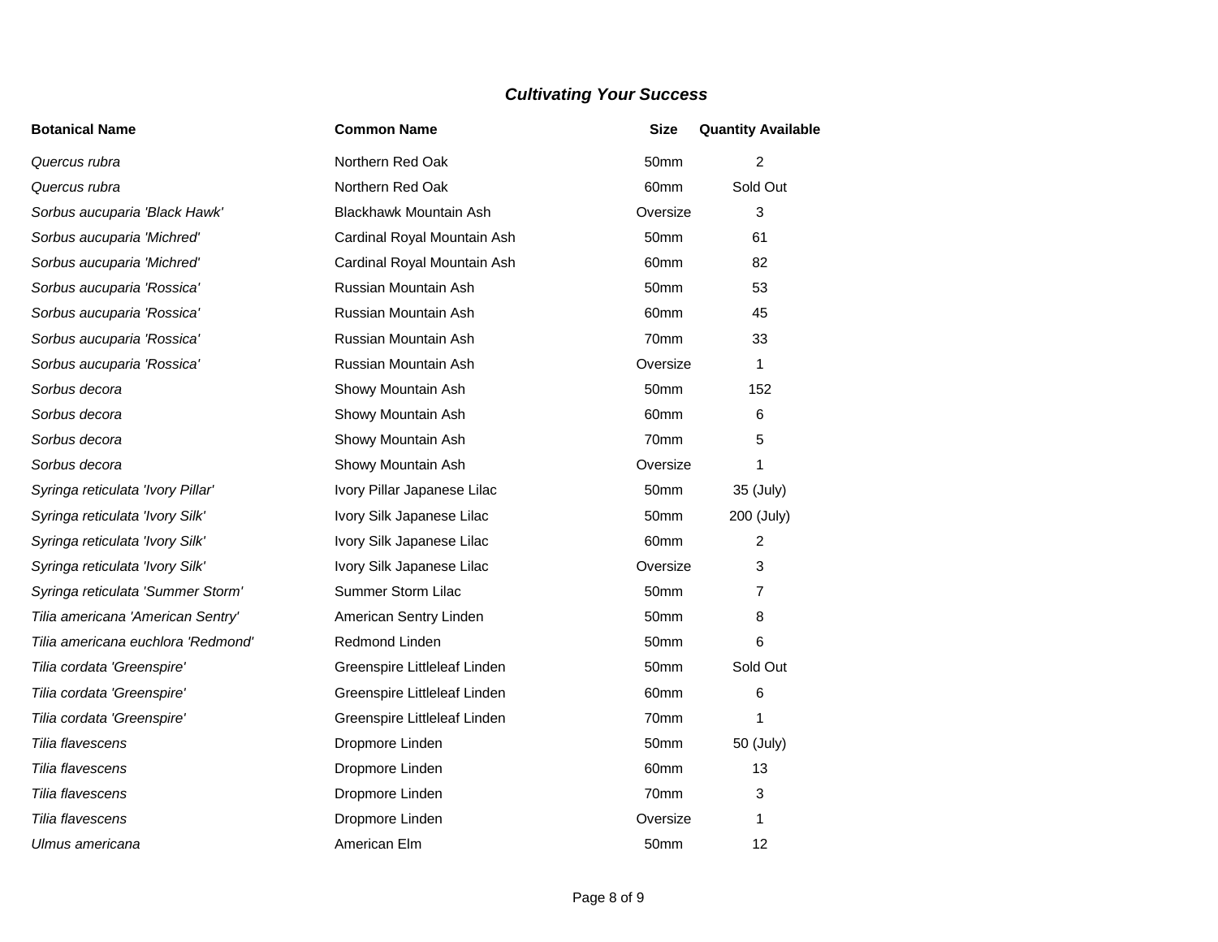***Cultivating Your Success***

| Botanical Name | Common Name | Size | Quantity Available |
|---|---|---|---|
| *Quercus rubra* | Northern Red Oak | 50mm | 2 |
| *Quercus rubra* | Northern Red Oak | 60mm | Sold Out |
| *Sorbus aucuparia 'Black Hawk'* | Blackhawk Mountain Ash | Oversize | 3 |
| *Sorbus aucuparia 'Michred'* | Cardinal Royal Mountain Ash | 50mm | 61 |
| *Sorbus aucuparia 'Michred'* | Cardinal Royal Mountain Ash | 60mm | 82 |
| *Sorbus aucuparia 'Rossica'* | Russian Mountain Ash | 50mm | 53 |
| *Sorbus aucuparia 'Rossica'* | Russian Mountain Ash | 60mm | 45 |
| *Sorbus aucuparia 'Rossica'* | Russian Mountain Ash | 70mm | 33 |
| *Sorbus aucuparia 'Rossica'* | Russian Mountain Ash | Oversize | 1 |
| *Sorbus decora* | Showy Mountain Ash | 50mm | 152 |
| *Sorbus decora* | Showy Mountain Ash | 60mm | 6 |
| *Sorbus decora* | Showy Mountain Ash | 70mm | 5 |
| *Sorbus decora* | Showy Mountain Ash | Oversize | 1 |
| *Syringa reticulata 'Ivory Pillar'* | Ivory Pillar Japanese Lilac | 50mm | 35 (July) |
| *Syringa reticulata 'Ivory Silk'* | Ivory Silk Japanese Lilac | 50mm | 200 (July) |
| *Syringa reticulata 'Ivory Silk'* | Ivory Silk Japanese Lilac | 60mm | 2 |
| *Syringa reticulata 'Ivory Silk'* | Ivory Silk Japanese Lilac | Oversize | 3 |
| *Syringa reticulata 'Summer Storm'* | Summer Storm Lilac | 50mm | 7 |
| *Tilia americana 'American Sentry'* | American Sentry Linden | 50mm | 8 |
| *Tilia americana euchlora 'Redmond'* | Redmond Linden | 50mm | 6 |
| *Tilia cordata 'Greenspire'* | Greenspire Littleleaf Linden | 50mm | Sold Out |
| *Tilia cordata 'Greenspire'* | Greenspire Littleleaf Linden | 60mm | 6 |
| *Tilia cordata 'Greenspire'* | Greenspire Littleleaf Linden | 70mm | 1 |
| *Tilia flavescens* | Dropmore Linden | 50mm | 50 (July) |
| *Tilia flavescens* | Dropmore Linden | 60mm | 13 |
| *Tilia flavescens* | Dropmore Linden | 70mm | 3 |
| *Tilia flavescens* | Dropmore Linden | Oversize | 1 |
| *Ulmus americana* | American Elm | 50mm | 12 |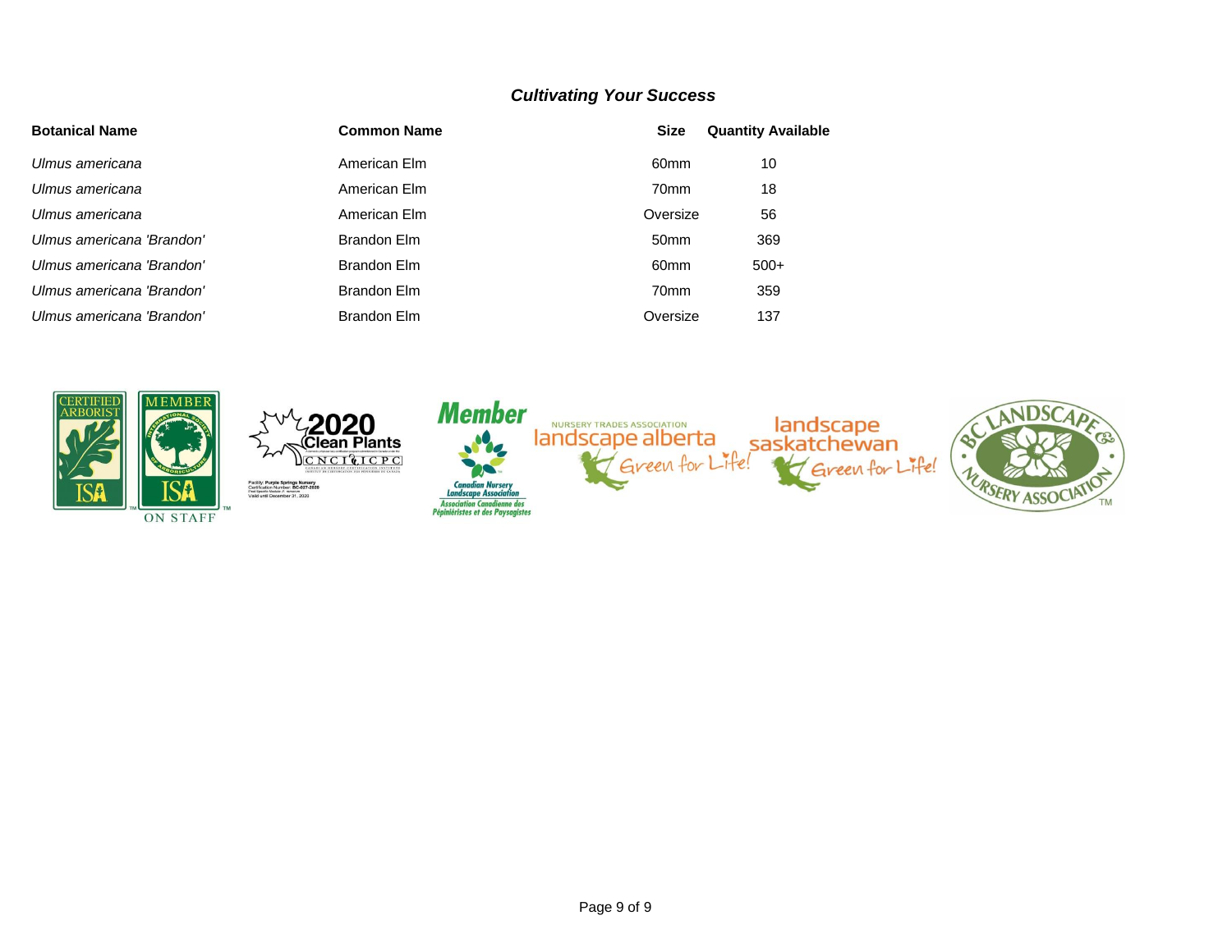***Cultivating Your Success***

| **Botanical Name** | **Common Name** | **Size** | **Quantity Available** |
|---|---|---|---|
| *Ulmus americana* | American Elm | 60mm | 10 |
| *Ulmus americana* | American Elm | 70mm | 18 |
| *Ulmus americana* | American Elm | Oversize | 56 |
| *Ulmus americana 'Brandon'* | Brandon Elm | 50mm | 369 |
| *Ulmus americana 'Brandon'* | Brandon Elm | 60mm | 500+ |
| *Ulmus americana 'Brandon'* | Brandon Elm | 70mm | 359 |
| *Ulmus americana 'Brandon'* | Brandon Elm | Oversize | 137 |